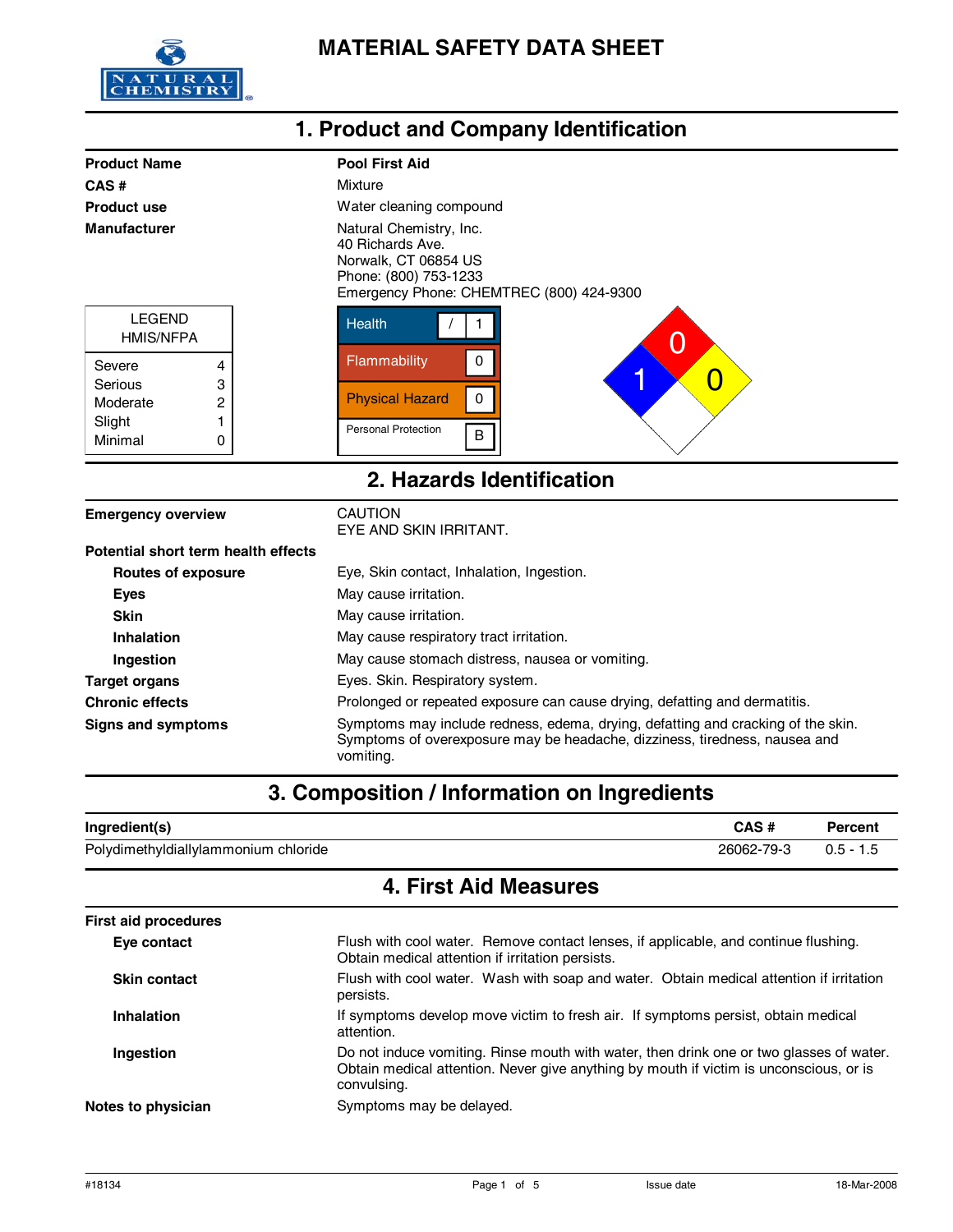# MATERIAL SAFETY DATA SHEET

## 1. Product and Company Identification

| | |
|---|---|
| **Product Name** | **Pool First Aid** |
| **CAS #** | Mixture |
| **Product use** | Water cleaning compound |
| **Manufacturer** | Natural Chemistry, Inc.<br>40 Richards Ave.<br>Norwalk, CT 06854 US<br>Phone: (800) 753-1233<br>Emergency Phone: CHEMTREC (800) 424-9300 |

| LEGEND HMIS/NFPA | |
|---|---|
| Severe | 4 |
| Serious | 3 |
| Moderate | 2 |
| Slight | 1 |
| Minimal | 0 |

| HMIS | |
|---|---|
| Health | / 1 |
| Flammability | 0 |
| Physical Hazard | 0 |
| Personal Protection | B |

NFPA: Health 1, Flammability 0, Instability 0

## 2. Hazards Identification

| | |
|---|---|
| **Emergency overview** | CAUTION<br>EYE AND SKIN IRRITANT. |
| **Potential short term health effects** | |
| **Routes of exposure** | Eye, Skin contact, Inhalation, Ingestion. |
| **Eyes** | May cause irritation. |
| **Skin** | May cause irritation. |
| **Inhalation** | May cause respiratory tract irritation. |
| **Ingestion** | May cause stomach distress, nausea or vomiting. |
| **Target organs** | Eyes. Skin. Respiratory system. |
| **Chronic effects** | Prolonged or repeated exposure can cause drying, defatting and dermatitis. |
| **Signs and symptoms** | Symptoms may include redness, edema, drying, defatting and cracking of the skin. Symptoms of overexposure may be headache, dizziness, tiredness, nausea and vomiting. |

## 3. Composition / Information on Ingredients

| Ingredient(s) | CAS # | Percent |
|---|---|---|
| Polydimethyldiallylammonium chloride | 26062-79-3 | 0.5 - 1.5 |

## 4. First Aid Measures

| | |
|---|---|
| **First aid procedures** | |
| **Eye contact** | Flush with cool water. Remove contact lenses, if applicable, and continue flushing. Obtain medical attention if irritation persists. |
| **Skin contact** | Flush with cool water. Wash with soap and water. Obtain medical attention if irritation persists. |
| **Inhalation** | If symptoms develop move victim to fresh air. If symptoms persist, obtain medical attention. |
| **Ingestion** | Do not induce vomiting. Rinse mouth with water, then drink one or two glasses of water. Obtain medical attention. Never give anything by mouth if victim is unconscious, or is convulsing. |
| **Notes to physician** | Symptoms may be delayed. |

#18134 Issue date 18-Mar-2008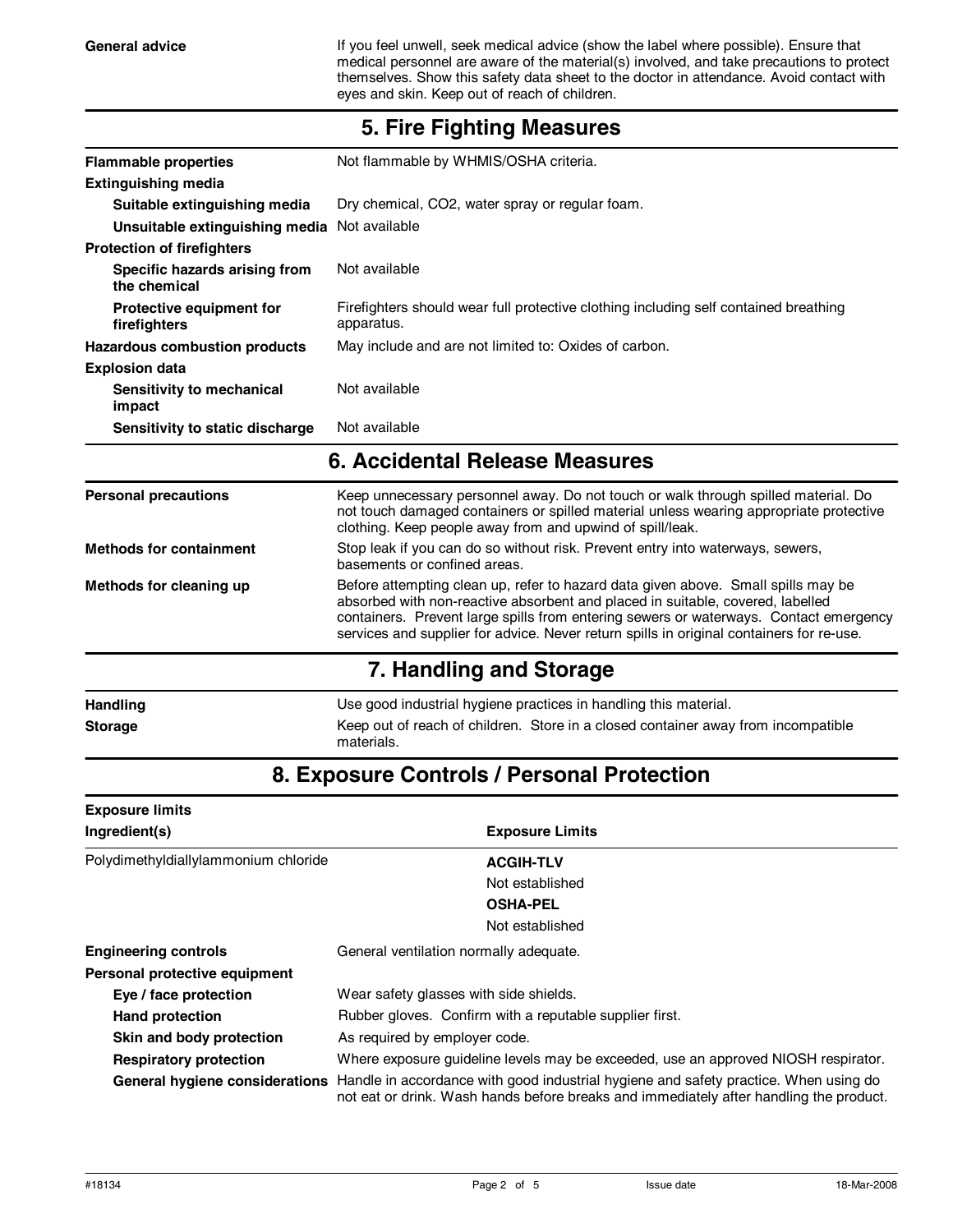| | |
|---|---|
| **General advice** | If you feel unwell, seek medical advice (show the label where possible). Ensure that medical personnel are aware of the material(s) involved, and take precautions to protect themselves. Show this safety data sheet to the doctor in attendance. Avoid contact with eyes and skin. Keep out of reach of children. |

## 5. Fire Fighting Measures

| | |
|---|---|
| **Flammable properties** | Not flammable by WHMIS/OSHA criteria. |
| **Extinguishing media** | |
| **Suitable extinguishing media** | Dry chemical, $CO_2$, water spray or regular foam. |
| **Unsuitable extinguishing media** | Not available |
| **Protection of firefighters** | |
| **Specific hazards arising from the chemical** | Not available |
| **Protective equipment for firefighters** | Firefighters should wear full protective clothing including self contained breathing apparatus. |
| **Hazardous combustion products** | May include and are not limited to: Oxides of carbon. |
| **Explosion data** | |
| **Sensitivity to mechanical impact** | Not available |
| **Sensitivity to static discharge** | Not available |

## 6. Accidental Release Measures

| | |
|---|---|
| **Personal precautions** | Keep unnecessary personnel away. Do not touch or walk through spilled material. Do not touch damaged containers or spilled material unless wearing appropriate protective clothing. Keep people away from and upwind of spill/leak. |
| **Methods for containment** | Stop leak if you can do so without risk. Prevent entry into waterways, sewers, basements or confined areas. |
| **Methods for cleaning up** | Before attempting clean up, refer to hazard data given above. Small spills may be absorbed with non-reactive absorbent and placed in suitable, covered, labelled containers. Prevent large spills from entering sewers or waterways. Contact emergency services and supplier for advice. Never return spills in original containers for re-use. |

## 7. Handling and Storage

| | |
|---|---|
| **Handling** | Use good industrial hygiene practices in handling this material. |
| **Storage** | Keep out of reach of children. Store in a closed container away from incompatible materials. |

## 8. Exposure Controls / Personal Protection

**Exposure limits**

| Ingredient(s) | Exposure Limits |
|---|---|
| Polydimethyldiallylammonium chloride | **ACGIH-TLV**<br>Not established<br>**OSHA-PEL**<br>Not established |

| | |
|---|---|
| **Engineering controls** | General ventilation normally adequate. |
| **Personal protective equipment** | |
| **Eye / face protection** | Wear safety glasses with side shields. |
| **Hand protection** | Rubber gloves. Confirm with a reputable supplier first. |
| **Skin and body protection** | As required by employer code. |
| **Respiratory protection** | Where exposure guideline levels may be exceeded, use an approved NIOSH respirator. |
| **General hygiene considerations** | Handle in accordance with good industrial hygiene and safety practice. When using do not eat or drink. Wash hands before breaks and immediately after handling the product. |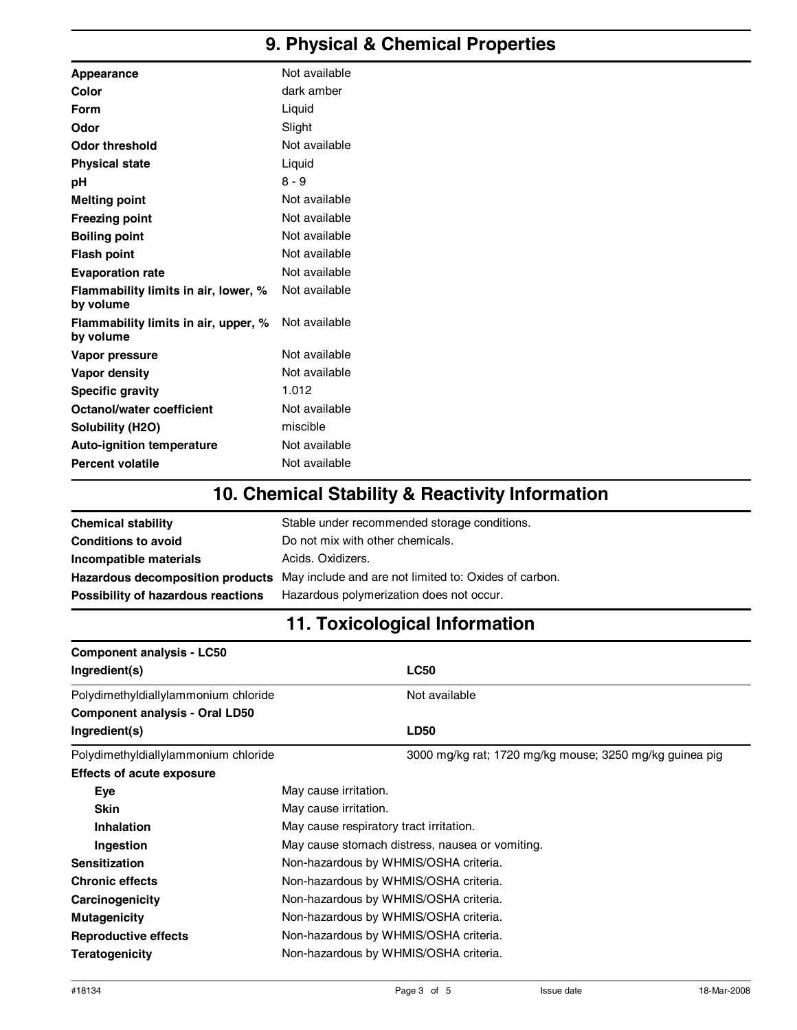## 9. Physical & Chemical Properties

| | |
|---|---|
| **Appearance** | Not available |
| **Color** | dark amber |
| **Form** | Liquid |
| **Odor** | Slight |
| **Odor threshold** | Not available |
| **Physical state** | Liquid |
| **pH** | 8 - 9 |
| **Melting point** | Not available |
| **Freezing point** | Not available |
| **Boiling point** | Not available |
| **Flash point** | Not available |
| **Evaporation rate** | Not available |
| **Flammability limits in air, lower, % by volume** | Not available |
| **Flammability limits in air, upper, % by volume** | Not available |
| **Vapor pressure** | Not available |
| **Vapor density** | Not available |
| **Specific gravity** | 1.012 |
| **Octanol/water coefficient** | Not available |
| **Solubility (H2O)** | miscible |
| **Auto-ignition temperature** | Not available |
| **Percent volatile** | Not available |

## 10. Chemical Stability & Reactivity Information

| | |
|---|---|
| **Chemical stability** | Stable under recommended storage conditions. |
| **Conditions to avoid** | Do not mix with other chemicals. |
| **Incompatible materials** | Acids. Oxidizers. |
| **Hazardous decomposition products** | May include and are not limited to: Oxides of carbon. |
| **Possibility of hazardous reactions** | Hazardous polymerization does not occur. |

## 11. Toxicological Information

**Component analysis - LC50**

| Ingredient(s) | LC50 |
|---|---|
| Polydimethyldiallylammonium chloride | Not available |

**Component analysis - Oral LD50**

| Ingredient(s) | LD50 |
|---|---|
| Polydimethyldiallylammonium chloride | 3000 mg/kg rat; 1720 mg/kg mouse; 3250 mg/kg guinea pig |

**Effects of acute exposure**

| | |
|---|---|
| **Eye** | May cause irritation. |
| **Skin** | May cause irritation. |
| **Inhalation** | May cause respiratory tract irritation. |
| **Ingestion** | May cause stomach distress, nausea or vomiting. |
| **Sensitization** | Non-hazardous by WHMIS/OSHA criteria. |
| **Chronic effects** | Non-hazardous by WHMIS/OSHA criteria. |
| **Carcinogenicity** | Non-hazardous by WHMIS/OSHA criteria. |
| **Mutagenicity** | Non-hazardous by WHMIS/OSHA criteria. |
| **Reproductive effects** | Non-hazardous by WHMIS/OSHA criteria. |
| **Teratogenicity** | Non-hazardous by WHMIS/OSHA criteria. |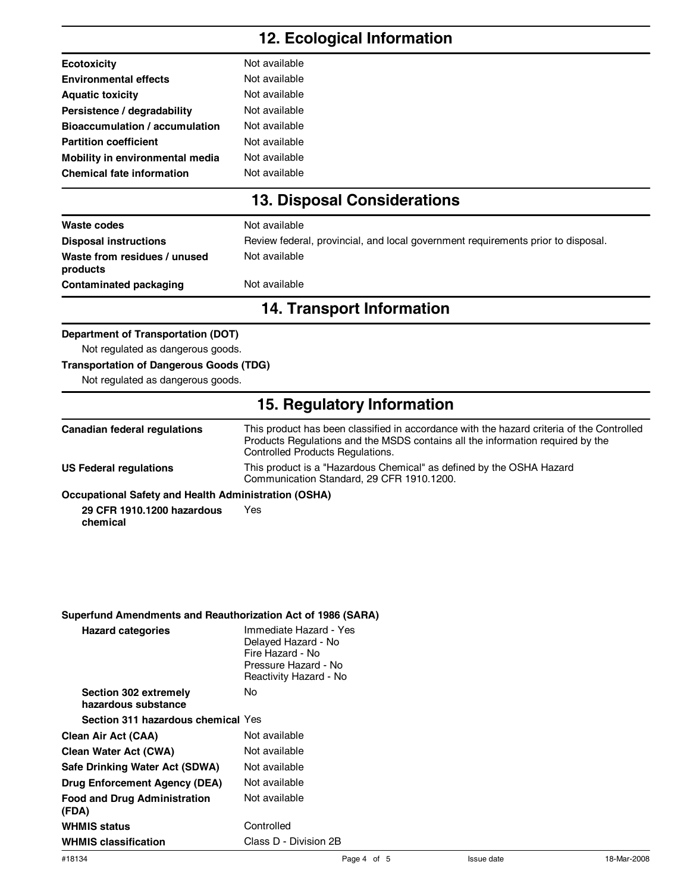## 12. Ecological Information

| | |
|---|---|
| **Ecotoxicity** | Not available |
| **Environmental effects** | Not available |
| **Aquatic toxicity** | Not available |
| **Persistence / degradability** | Not available |
| **Bioaccumulation / accumulation** | Not available |
| **Partition coefficient** | Not available |
| **Mobility in environmental media** | Not available |
| **Chemical fate information** | Not available |

## 13. Disposal Considerations

| | |
|---|---|
| **Waste codes** | Not available |
| **Disposal instructions** | Review federal, provincial, and local government requirements prior to disposal. |
| **Waste from residues / unused products** | Not available |
| **Contaminated packaging** | Not available |

## 14. Transport Information

**Department of Transportation (DOT)**

Not regulated as dangerous goods.

**Transportation of Dangerous Goods (TDG)**

Not regulated as dangerous goods.

## 15. Regulatory Information

| | |
|---|---|
| **Canadian federal regulations** | This product has been classified in accordance with the hazard criteria of the Controlled Products Regulations and the MSDS contains all the information required by the Controlled Products Regulations. |
| **US Federal regulations** | This product is a "Hazardous Chemical" as defined by the OSHA Hazard Communication Standard, 29 CFR 1910.1200. |

**Occupational Safety and Health Administration (OSHA)**

| | |
|---|---|
| **29 CFR 1910.1200 hazardous chemical** | Yes |

**Superfund Amendments and Reauthorization Act of 1986 (SARA)**

| | |
|---|---|
| **Hazard categories** | Immediate Hazard - Yes<br>Delayed Hazard - No<br>Fire Hazard - No<br>Pressure Hazard - No<br>Reactivity Hazard - No |
| **Section 302 extremely hazardous substance** | No |
| **Section 311 hazardous chemical** | Yes |

| | |
|---|---|
| **Clean Air Act (CAA)** | Not available |
| **Clean Water Act (CWA)** | Not available |
| **Safe Drinking Water Act (SDWA)** | Not available |
| **Drug Enforcement Agency (DEA)** | Not available |
| **Food and Drug Administration (FDA)** | Not available |
| **WHMIS status** | Controlled |
| **WHMIS classification** | Class D - Division 2B |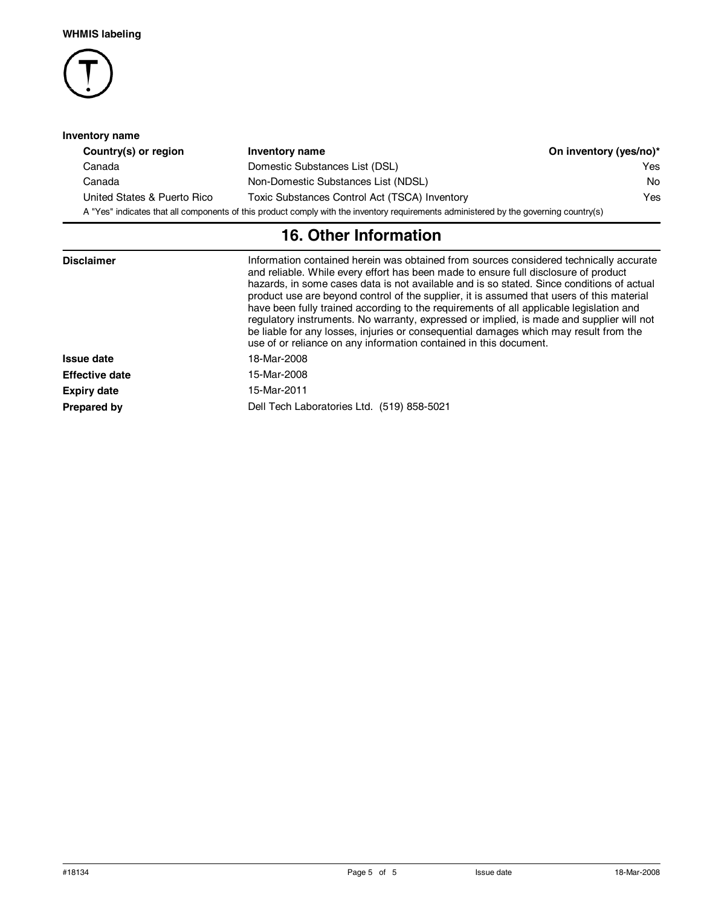**WHMIS labeling**

**Inventory name**

| Country(s) or region | Inventory name | On inventory (yes/no)* |
|---|---|---|
| Canada | Domestic Substances List (DSL) | Yes |
| Canada | Non-Domestic Substances List (NDSL) | No |
| United States & Puerto Rico | Toxic Substances Control Act (TSCA) Inventory | Yes |

A "Yes" indicates that all components of this product comply with the inventory requirements administered by the governing country(s)

## 16. Other Information

**Disclaimer**

Information contained herein was obtained from sources considered technically accurate and reliable. While every effort has been made to ensure full disclosure of product hazards, in some cases data is not available and is so stated. Since conditions of actual product use are beyond control of the supplier, it is assumed that users of this material have been fully trained according to the requirements of all applicable legislation and regulatory instruments. No warranty, expressed or implied, is made and supplier will not be liable for any losses, injuries or consequential damages which may result from the use of or reliance on any information contained in this document.

**Issue date** 18-Mar-2008

**Effective date** 15-Mar-2008

**Expiry date** 15-Mar-2011

**Prepared by** Dell Tech Laboratories Ltd. (519) 858-5021